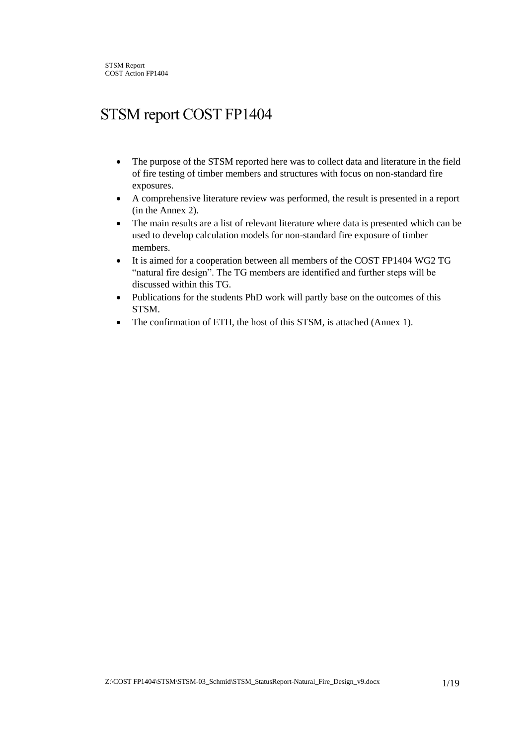# STSM report COST FP1404

- The purpose of the STSM reported here was to collect data and literature in the field of fire testing of timber members and structures with focus on non-standard fire exposures.
- A comprehensive literature review was performed, the result is presented in a report (in the Annex 2).
- The main results are a list of relevant literature where data is presented which can be used to develop calculation models for non-standard fire exposure of timber members.
- It is aimed for a cooperation between all members of the COST FP1404 WG2 TG "natural fire design". The TG members are identified and further steps will be discussed within this TG.
- Publications for the students PhD work will partly base on the outcomes of this STSM.
- The confirmation of ETH, the host of this STSM, is attached (Annex 1).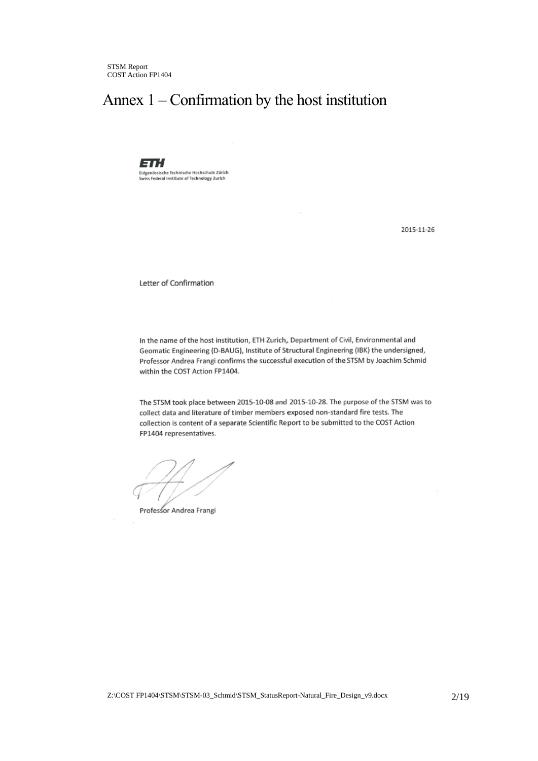# Annex 1 – Confirmation by the host institution

**ETH**
Eidgenössische Technische Hochschule Zürich
Swiss Federal Institute of Technology Zurich

2015-11-26

Letter of Confirmation

In the name of the host institution, ETH Zurich, Department of Civil, Environmental and Geomatic Engineering (D-BAUG), Institute of Structural Engineering (IBK) the undersigned, Professor Andrea Frangi confirms the successful execution of the STSM by Joachim Schmid within the COST Action FP1404.

The STSM took place between 2015-10-08 and 2015-10-28. The purpose of the STSM was to collect data and literature of timber members exposed non-standard fire tests. The collection is content of a separate Scientific Report to be submitted to the COST Action FP1404 representatives.

Professor Andrea Frangi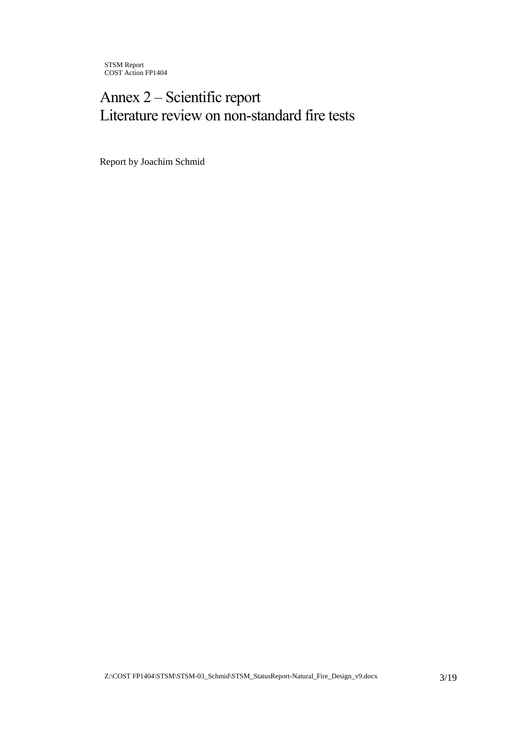# Annex 2 – Scientific report
# Literature review on non-standard fire tests

Report by Joachim Schmid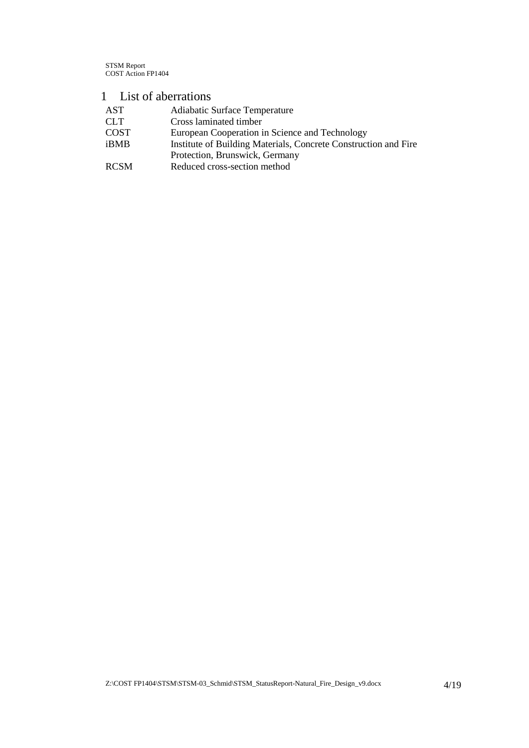# 1 List of aberrations

| | |
|---|---|
| AST | Adiabatic Surface Temperature |
| CLT | Cross laminated timber |
| COST | European Cooperation in Science and Technology |
| iBMB | Institute of Building Materials, Concrete Construction and Fire Protection, Brunswick, Germany |
| RCSM | Reduced cross-section method |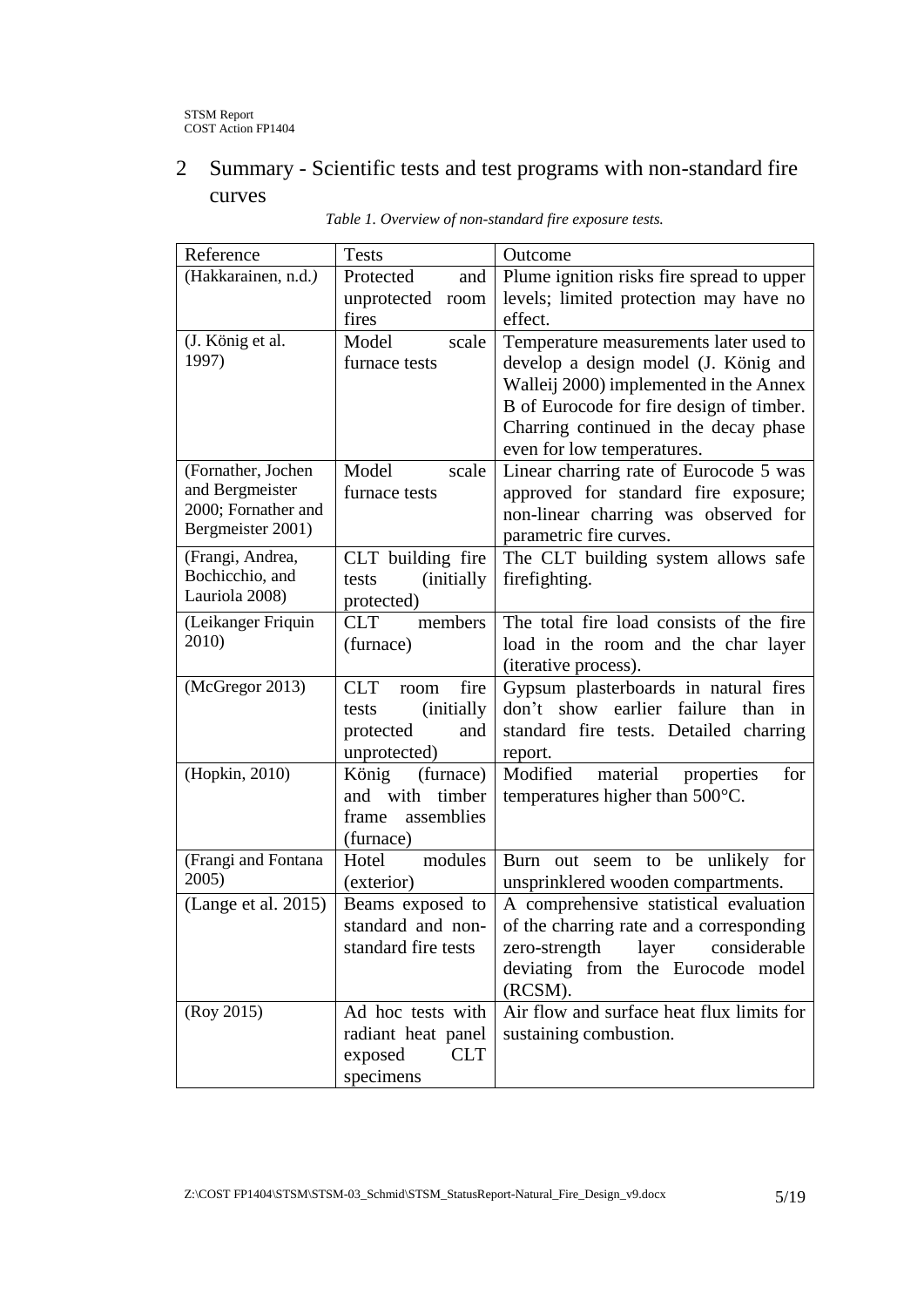## 2 Summary - Scientific tests and test programs with non-standard fire curves

*Table 1. Overview of non-standard fire exposure tests.*

| Reference | Tests | Outcome |
|---|---|---|
| (Hakkarainen, n.d.) | Protected and unprotected room fires | Plume ignition risks fire spread to upper levels; limited protection may have no effect. |
| (J. König et al. 1997) | Model scale furnace tests | Temperature measurements later used to develop a design model (J. König and Walleij 2000) implemented in the Annex B of Eurocode for fire design of timber. Charring continued in the decay phase even for low temperatures. |
| (Fornather, Jochen and Bergmeister 2000; Fornather and Bergmeister 2001) | Model scale furnace tests | Linear charring rate of Eurocode 5 was approved for standard fire exposure; non-linear charring was observed for parametric fire curves. |
| (Frangi, Andrea, Bochicchio, and Lauriola 2008) | CLT building fire tests (initially protected) | The CLT building system allows safe firefighting. |
| (Leikanger Friquin 2010) | CLT members (furnace) | The total fire load consists of the fire load in the room and the char layer (iterative process). |
| (McGregor 2013) | CLT room fire tests (initially protected and unprotected) | Gypsum plasterboards in natural fires don't show earlier failure than in standard fire tests. Detailed charring report. |
| (Hopkin, 2010) | König (furnace) and with timber frame assemblies (furnace) | Modified material properties for temperatures higher than 500°C. |
| (Frangi and Fontana 2005) | Hotel modules (exterior) | Burn out seem to be unlikely for unsprinklered wooden compartments. |
| (Lange et al. 2015) | Beams exposed to standard and non-standard fire tests | A comprehensive statistical evaluation of the charring rate and a corresponding zero-strength layer considerable deviating from the Eurocode model (RCSM). |
| (Roy 2015) | Ad hoc tests with radiant heat panel exposed CLT specimens | Air flow and surface heat flux limits for sustaining combustion. |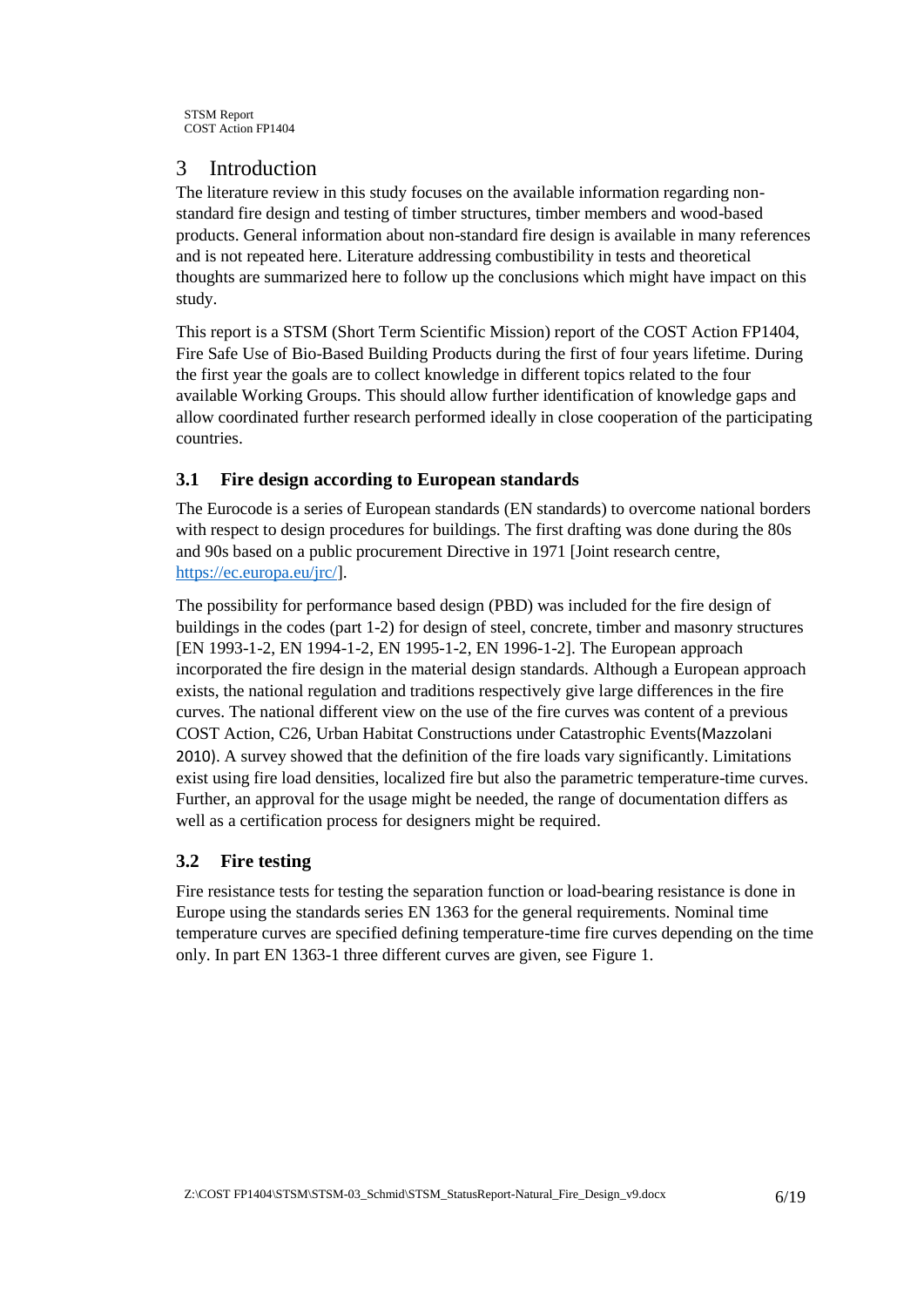# 3 Introduction

The literature review in this study focuses on the available information regarding non-standard fire design and testing of timber structures, timber members and wood-based products. General information about non-standard fire design is available in many references and is not repeated here. Literature addressing combustibility in tests and theoretical thoughts are summarized here to follow up the conclusions which might have impact on this study.

This report is a STSM (Short Term Scientific Mission) report of the COST Action FP1404, Fire Safe Use of Bio-Based Building Products during the first of four years lifetime. During the first year the goals are to collect knowledge in different topics related to the four available Working Groups. This should allow further identification of knowledge gaps and allow coordinated further research performed ideally in close cooperation of the participating countries.

## 3.1 Fire design according to European standards

The Eurocode is a series of European standards (EN standards) to overcome national borders with respect to design procedures for buildings. The first drafting was done during the 80s and 90s based on a public procurement Directive in 1971 [Joint research centre, https://ec.europa.eu/jrc/].

The possibility for performance based design (PBD) was included for the fire design of buildings in the codes (part 1-2) for design of steel, concrete, timber and masonry structures [EN 1993-1-2, EN 1994-1-2, EN 1995-1-2, EN 1996-1-2]. The European approach incorporated the fire design in the material design standards. Although a European approach exists, the national regulation and traditions respectively give large differences in the fire curves. The national different view on the use of the fire curves was content of a previous COST Action, C26, Urban Habitat Constructions under Catastrophic Events(Mazzolani 2010). A survey showed that the definition of the fire loads vary significantly. Limitations exist using fire load densities, localized fire but also the parametric temperature-time curves. Further, an approval for the usage might be needed, the range of documentation differs as well as a certification process for designers might be required.

## 3.2 Fire testing

Fire resistance tests for testing the separation function or load-bearing resistance is done in Europe using the standards series EN 1363 for the general requirements. Nominal time temperature curves are specified defining temperature-time fire curves depending on the time only. In part EN 1363-1 three different curves are given, see Figure 1.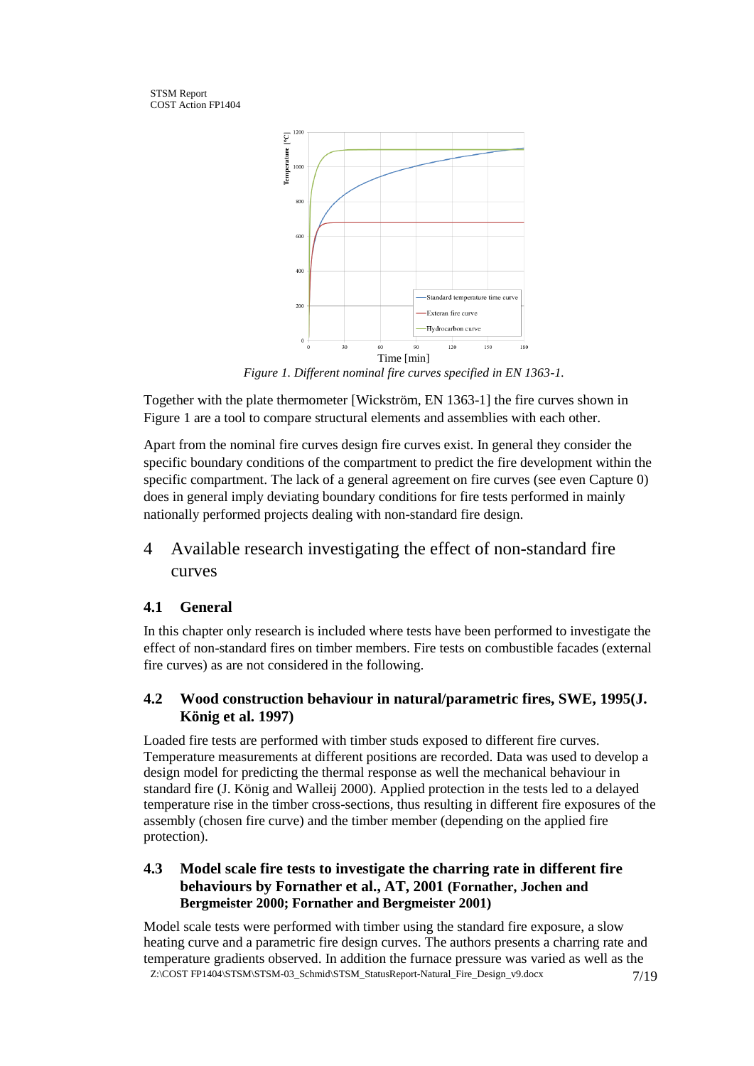Figure 1. *Different nominal fire curves specified in EN 1363-1.*

Together with the plate thermometer [Wickström, EN 1363-1] the fire curves shown in Figure 1 are a tool to compare structural elements and assemblies with each other.

Apart from the nominal fire curves design fire curves exist. In general they consider the specific boundary conditions of the compartment to predict the fire development within the specific compartment. The lack of a general agreement on fire curves (see even Capture 0) does in general imply deviating boundary conditions for fire tests performed in mainly nationally performed projects dealing with non-standard fire design.

# 4 Available research investigating the effect of non-standard fire curves

## 4.1 General

In this chapter only research is included where tests have been performed to investigate the effect of non-standard fires on timber members. Fire tests on combustible facades (external fire curves) as are not considered in the following.

## 4.2 Wood construction behaviour in natural/parametric fires, SWE, 1995(J. König et al. 1997)

Loaded fire tests are performed with timber studs exposed to different fire curves. Temperature measurements at different positions are recorded. Data was used to develop a design model for predicting the thermal response as well the mechanical behaviour in standard fire (J. König and Walleij 2000). Applied protection in the tests led to a delayed temperature rise in the timber cross-sections, thus resulting in different fire exposures of the assembly (chosen fire curve) and the timber member (depending on the applied fire protection).

## 4.3 Model scale fire tests to investigate the charring rate in different fire behaviours by Fornather et al., AT, 2001 (Fornather, Jochen and Bergmeister 2000; Fornather and Bergmeister 2001)

Model scale tests were performed with timber using the standard fire exposure, a slow heating curve and a parametric fire design curves. The authors presents a charring rate and temperature gradients observed. In addition the furnace pressure was varied as well as the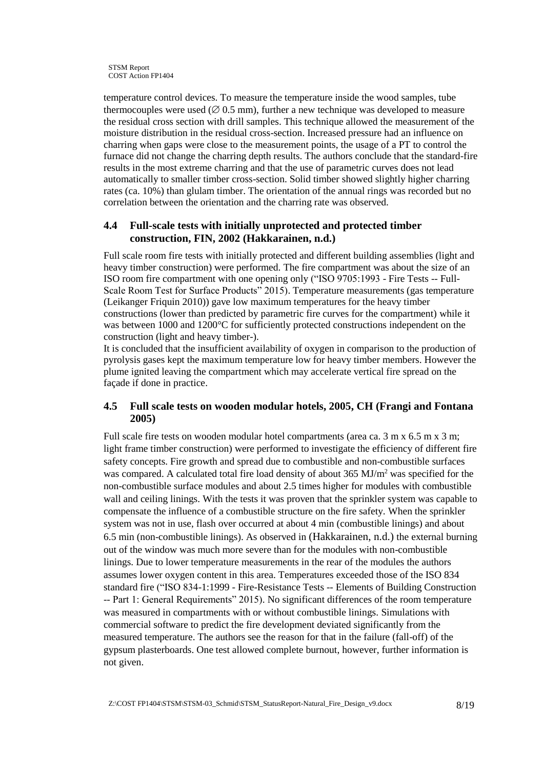temperature control devices. To measure the temperature inside the wood samples, tube thermocouples were used (∅ 0.5 mm), further a new technique was developed to measure the residual cross section with drill samples. This technique allowed the measurement of the moisture distribution in the residual cross-section. Increased pressure had an influence on charring when gaps were close to the measurement points, the usage of a PT to control the furnace did not change the charring depth results. The authors conclude that the standard-fire results in the most extreme charring and that the use of parametric curves does not lead automatically to smaller timber cross-section. Solid timber showed slightly higher charring rates (ca. 10%) than glulam timber. The orientation of the annual rings was recorded but no correlation between the orientation and the charring rate was observed.

## 4.4 Full-scale tests with initially unprotected and protected timber construction, FIN, 2002 (Hakkarainen, n.d.)

Full scale room fire tests with initially protected and different building assemblies (light and heavy timber construction) were performed. The fire compartment was about the size of an ISO room fire compartment with one opening only ("ISO 9705:1993 - Fire Tests -- Full-Scale Room Test for Surface Products" 2015). Temperature measurements (gas temperature (Leikanger Friquin 2010)) gave low maximum temperatures for the heavy timber constructions (lower than predicted by parametric fire curves for the compartment) while it was between 1000 and 1200°C for sufficiently protected constructions independent on the construction (light and heavy timber-).

It is concluded that the insufficient availability of oxygen in comparison to the production of pyrolysis gases kept the maximum temperature low for heavy timber members. However the plume ignited leaving the compartment which may accelerate vertical fire spread on the façade if done in practice.

## 4.5 Full scale tests on wooden modular hotels, 2005, CH (Frangi and Fontana 2005)

Full scale fire tests on wooden modular hotel compartments (area ca. 3 m x 6.5 m x 3 m; light frame timber construction) were performed to investigate the efficiency of different fire safety concepts. Fire growth and spread due to combustible and non-combustible surfaces was compared. A calculated total fire load density of about 365 MJ/m² was specified for the non-combustible surface modules and about 2.5 times higher for modules with combustible wall and ceiling linings. With the tests it was proven that the sprinkler system was capable to compensate the influence of a combustible structure on the fire safety. When the sprinkler system was not in use, flash over occurred at about 4 min (combustible linings) and about 6.5 min (non-combustible linings). As observed in (Hakkarainen, n.d.) the external burning out of the window was much more severe than for the modules with non-combustible linings. Due to lower temperature measurements in the rear of the modules the authors assumes lower oxygen content in this area. Temperatures exceeded those of the ISO 834 standard fire ("ISO 834-1:1999 - Fire-Resistance Tests -- Elements of Building Construction -- Part 1: General Requirements" 2015). No significant differences of the room temperature was measured in compartments with or without combustible linings. Simulations with commercial software to predict the fire development deviated significantly from the measured temperature. The authors see the reason for that in the failure (fall-off) of the gypsum plasterboards. One test allowed complete burnout, however, further information is not given.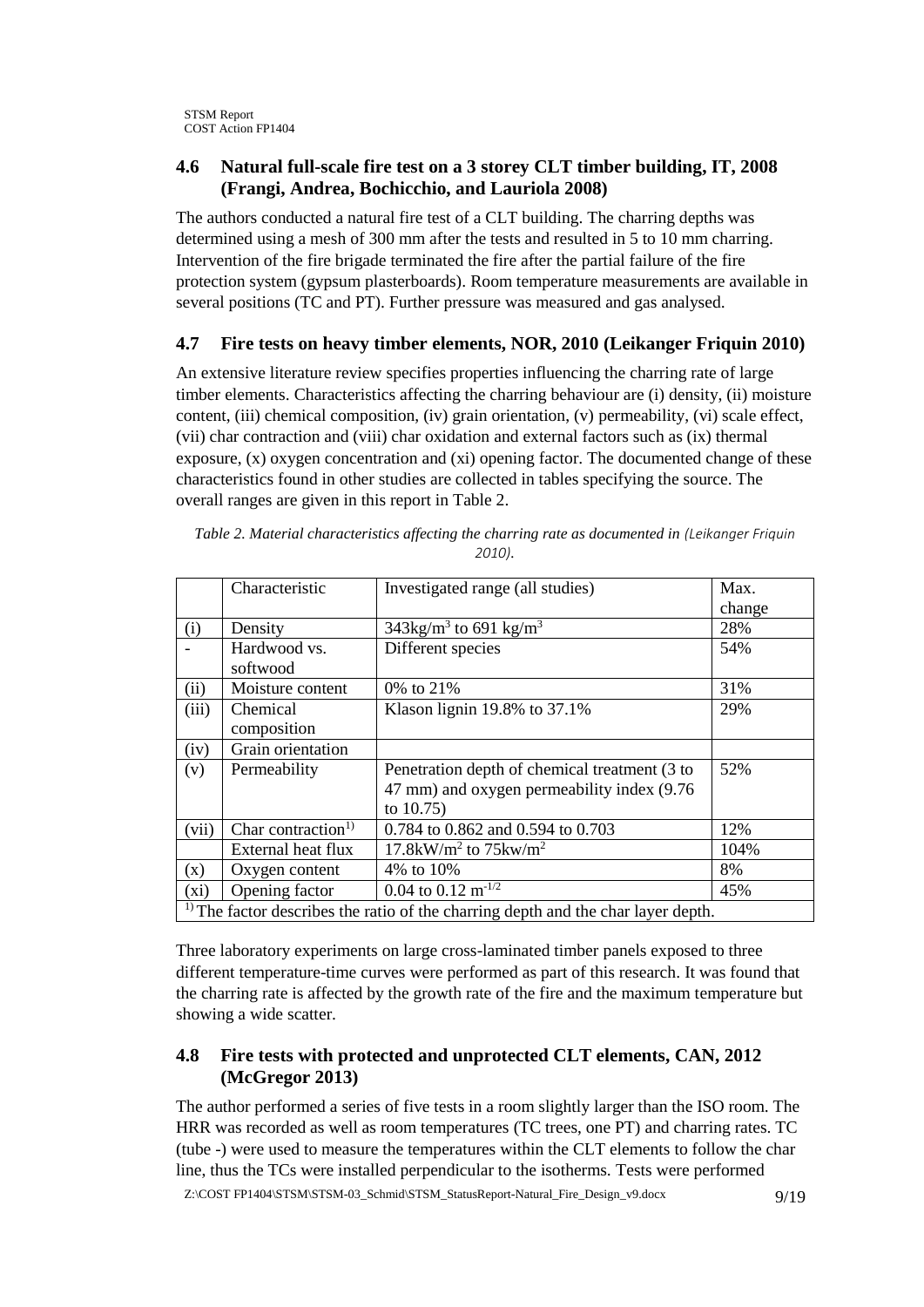## 4.6 Natural full-scale fire test on a 3 storey CLT timber building, IT, 2008 (Frangi, Andrea, Bochicchio, and Lauriola 2008)

The authors conducted a natural fire test of a CLT building. The charring depths was determined using a mesh of 300 mm after the tests and resulted in 5 to 10 mm charring. Intervention of the fire brigade terminated the fire after the partial failure of the fire protection system (gypsum plasterboards). Room temperature measurements are available in several positions (TC and PT). Further pressure was measured and gas analysed.

## 4.7 Fire tests on heavy timber elements, NOR, 2010 (Leikanger Friquin 2010)

An extensive literature review specifies properties influencing the charring rate of large timber elements. Characteristics affecting the charring behaviour are (i) density, (ii) moisture content, (iii) chemical composition, (iv) grain orientation, (v) permeability, (vi) scale effect, (vii) char contraction and (viii) char oxidation and external factors such as (ix) thermal exposure, (x) oxygen concentration and (xi) opening factor. The documented change of these characteristics found in other studies are collected in tables specifying the source. The overall ranges are given in this report in Table 2.

*Table 2. Material characteristics affecting the charring rate as documented in (Leikanger Friquin 2010).*

| | Characteristic | Investigated range (all studies) | Max. change |
|---|---|---|---|
| (i) | Density | $343 kg/m^3$ to $691 kg/m^3$ | 28% |
| - | Hardwood vs. softwood | Different species | 54% |
| (ii) | Moisture content | 0% to 21% | 31% |
| (iii) | Chemical composition | Klason lignin 19.8% to 37.1% | 29% |
| (iv) | Grain orientation | | |
| (v) | Permeability | Penetration depth of chemical treatment (3 to 47 mm) and oxygen permeability index (9.76 to 10.75) | 52% |
| (vii) | Char contraction[1)] | 0.784 to 0.862 and 0.594 to 0.703 | 12% |
| | External heat flux | $17.8 kW/m^2$ to $75 kw/m^2$ | 104% |
| (x) | Oxygen content | 4% to 10% | 8% |
| (xi) | Opening factor | 0.04 to 0.12 $m^{-1/2}$ | 45% |

[1)] The factor describes the ratio of the charring depth and the char layer depth.

Three laboratory experiments on large cross-laminated timber panels exposed to three different temperature-time curves were performed as part of this research. It was found that the charring rate is affected by the growth rate of the fire and the maximum temperature but showing a wide scatter.

## 4.8 Fire tests with protected and unprotected CLT elements, CAN, 2012 (McGregor 2013)

The author performed a series of five tests in a room slightly larger than the ISO room. The HRR was recorded as well as room temperatures (TC trees, one PT) and charring rates. TC (tube -) were used to measure the temperatures within the CLT elements to follow the char line, thus the TCs were installed perpendicular to the isotherms. Tests were performed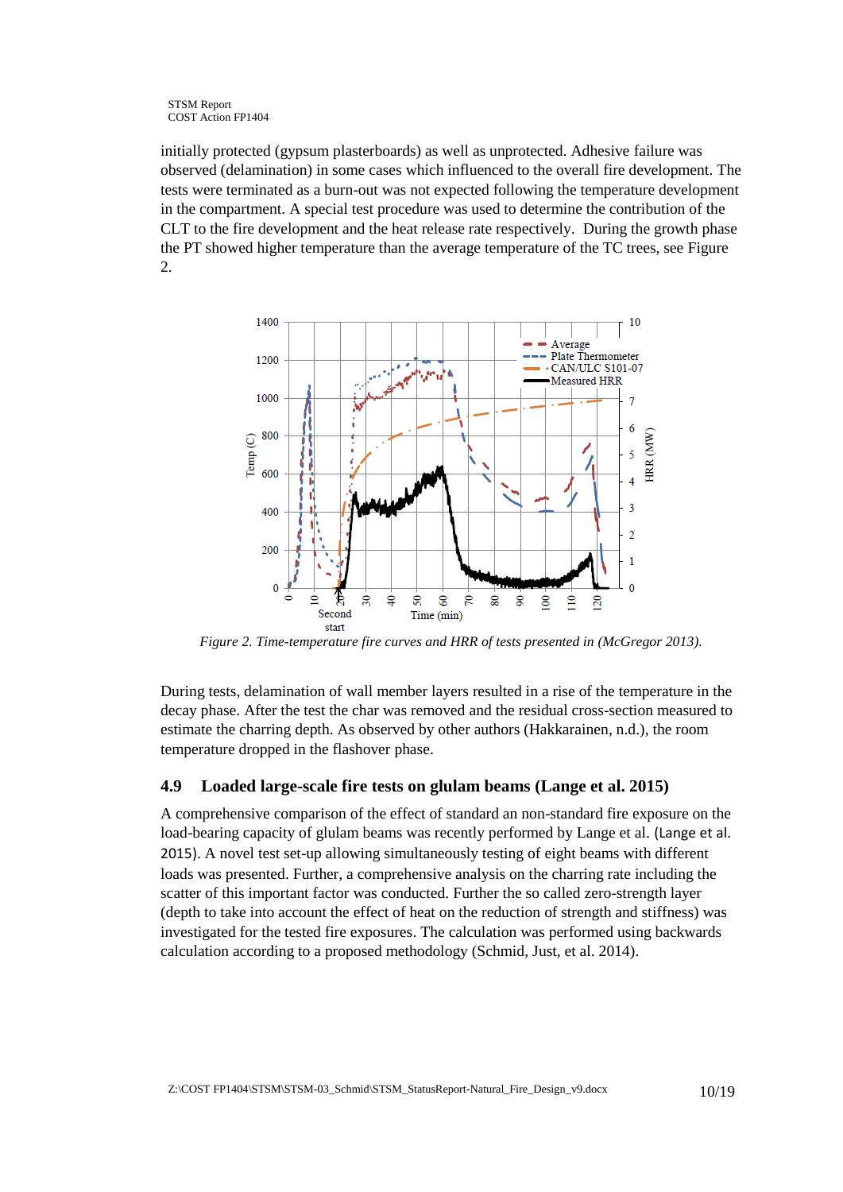initially protected (gypsum plasterboards) as well as unprotected. Adhesive failure was observed (delamination) in some cases which influenced to the overall fire development. The tests were terminated as a burn-out was not expected following the temperature development in the compartment. A special test procedure was used to determine the contribution of the CLT to the fire development and the heat release rate respectively. During the growth phase the PT showed higher temperature than the average temperature of the TC trees, see Figure 2.

*Figure 2. Time-temperature fire curves and HRR of tests presented in (McGregor 2013).*

During tests, delamination of wall member layers resulted in a rise of the temperature in the decay phase. After the test the char was removed and the residual cross-section measured to estimate the charring depth. As observed by other authors (Hakkarainen, n.d.), the room temperature dropped in the flashover phase.

## 4.9 Loaded large-scale fire tests on glulam beams (Lange et al. 2015)

A comprehensive comparison of the effect of standard an non-standard fire exposure on the load-bearing capacity of glulam beams was recently performed by Lange et al. (Lange et al. 2015). A novel test set-up allowing simultaneously testing of eight beams with different loads was presented. Further, a comprehensive analysis on the charring rate including the scatter of this important factor was conducted. Further the so called zero-strength layer (depth to take into account the effect of heat on the reduction of strength and stiffness) was investigated for the tested fire exposures. The calculation was performed using backwards calculation according to a proposed methodology (Schmid, Just, et al. 2014).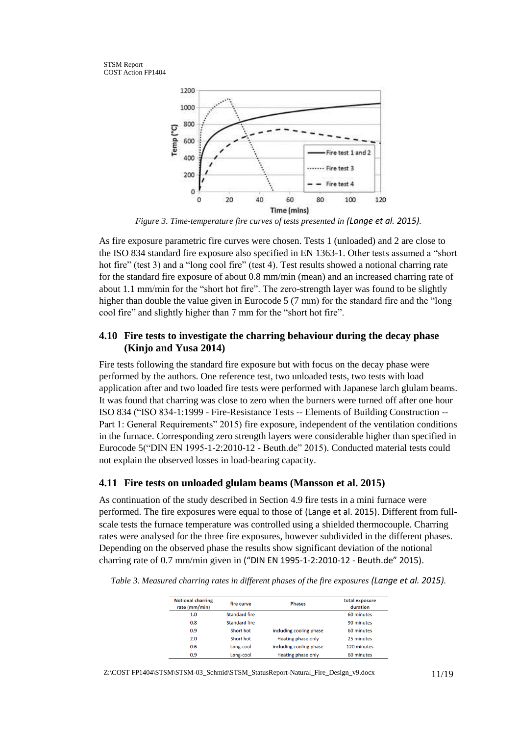Figure 3. Time-temperature fire curves of tests presented in (Lange et al. 2015).

As fire exposure parametric fire curves were chosen. Tests 1 (unloaded) and 2 are close to the ISO 834 standard fire exposure also specified in EN 1363-1. Other tests assumed a "short hot fire" (test 3) and a "long cool fire" (test 4). Test results showed a notional charring rate for the standard fire exposure of about 0.8 mm/min (mean) and an increased charring rate of about 1.1 mm/min for the "short hot fire". The zero-strength layer was found to be slightly higher than double the value given in Eurocode 5 (7 mm) for the standard fire and the "long cool fire" and slightly higher than 7 mm for the "short hot fire".

## 4.10 Fire tests to investigate the charring behaviour during the decay phase (Kinjo and Yusa 2014)

Fire tests following the standard fire exposure but with focus on the decay phase were performed by the authors. One reference test, two unloaded tests, two tests with load application after and two loaded fire tests were performed with Japanese larch glulam beams. It was found that charring was close to zero when the burners were turned off after one hour ISO 834 ("ISO 834-1:1999 - Fire-Resistance Tests -- Elements of Building Construction -- Part 1: General Requirements" 2015) fire exposure, independent of the ventilation conditions in the furnace. Corresponding zero strength layers were considerable higher than specified in Eurocode 5("DIN EN 1995-1-2:2010-12 - Beuth.de" 2015). Conducted material tests could not explain the observed losses in load-bearing capacity.

## 4.11 Fire tests on unloaded glulam beams (Mansson et al. 2015)

As continuation of the study described in Section 4.9 fire tests in a mini furnace were performed. The fire exposures were equal to those of (Lange et al. 2015). Different from full-scale tests the furnace temperature was controlled using a shielded thermocouple. Charring rates were analysed for the three fire exposures, however subdivided in the different phases. Depending on the observed phase the results show significant deviation of the notional charring rate of 0.7 mm/min given in ("DIN EN 1995-1-2:2010-12 - Beuth.de" 2015).

Table 3. Measured charring rates in different phases of the fire exposures (Lange et al. 2015).

| Notional charring rate (mm/min) | fire curve | Phases | total exposure duration |
|---|---|---|---|
| 1.0 | Standard fire | | 60 minutes |
| 0.8 | Standard fire | | 90 minutes |
| 0.9 | Short hot | including cooling phase | 60 minutes |
| 2.0 | Short hot | Heating phase only | 25 minutes |
| 0.6 | Long-cool | including cooling phase | 120 minutes |
| 0.9 | Long-cool | Heating phase only | 60 minutes |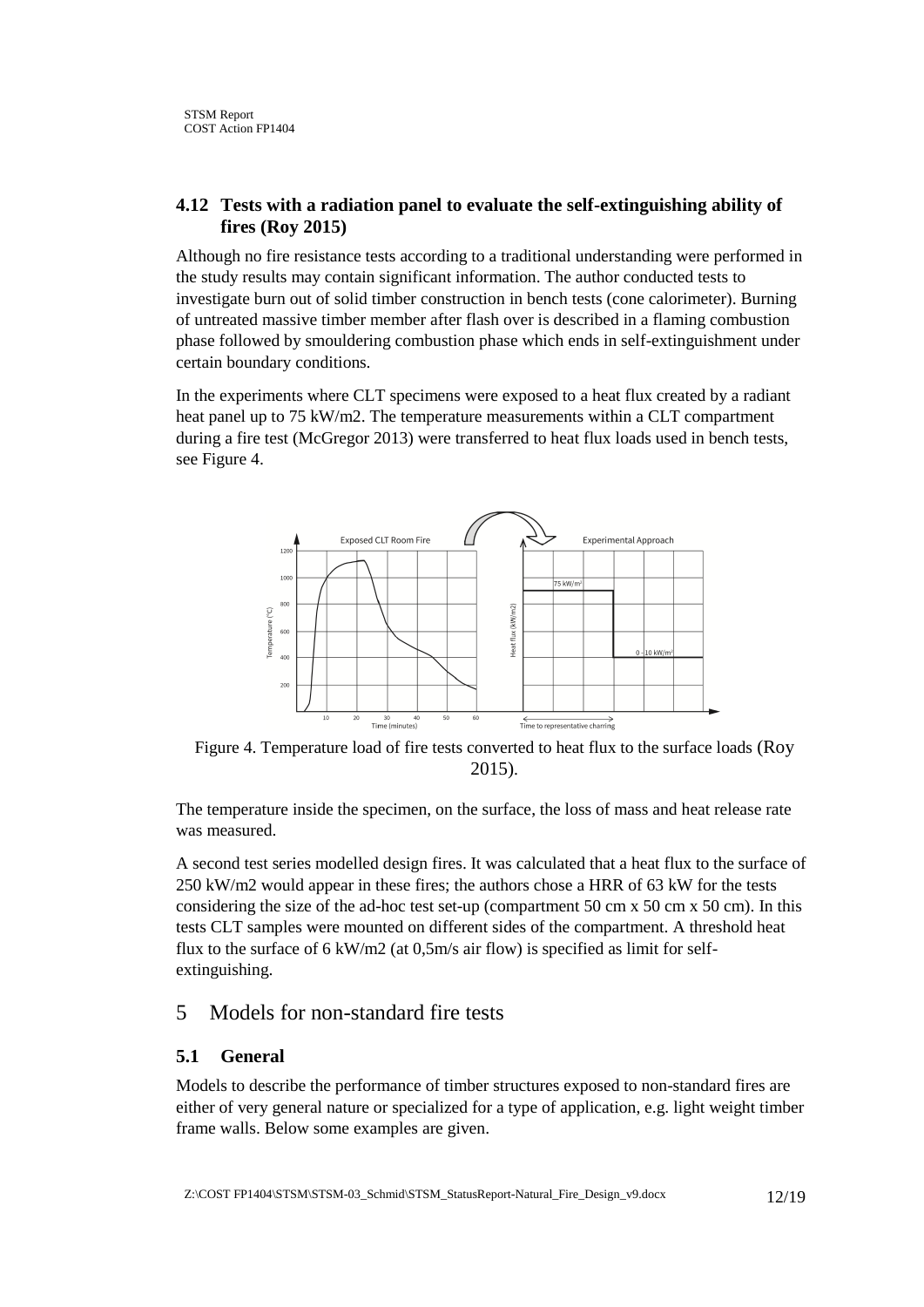## 4.12 Tests with a radiation panel to evaluate the self-extinguishing ability of fires (Roy 2015)

Although no fire resistance tests according to a traditional understanding were performed in the study results may contain significant information. The author conducted tests to investigate burn out of solid timber construction in bench tests (cone calorimeter). Burning of untreated massive timber member after flash over is described in a flaming combustion phase followed by smouldering combustion phase which ends in self-extinguishment under certain boundary conditions.

In the experiments where CLT specimens were exposed to a heat flux created by a radiant heat panel up to 75 kW/m2. The temperature measurements within a CLT compartment during a fire test (McGregor 2013) were transferred to heat flux loads used in bench tests, see Figure 4.

Figure 4. Temperature load of fire tests converted to heat flux to the surface loads (Roy 2015).

The temperature inside the specimen, on the surface, the loss of mass and heat release rate was measured.

A second test series modelled design fires. It was calculated that a heat flux to the surface of 250 kW/m2 would appear in these fires; the authors chose a HRR of 63 kW for the tests considering the size of the ad-hoc test set-up (compartment 50 cm x 50 cm x 50 cm). In this tests CLT samples were mounted on different sides of the compartment. A threshold heat flux to the surface of 6 kW/m2 (at 0,5m/s air flow) is specified as limit for self-extinguishing.

# 5 Models for non-standard fire tests

## 5.1 General

Models to describe the performance of timber structures exposed to non-standard fires are either of very general nature or specialized for a type of application, e.g. light weight timber frame walls. Below some examples are given.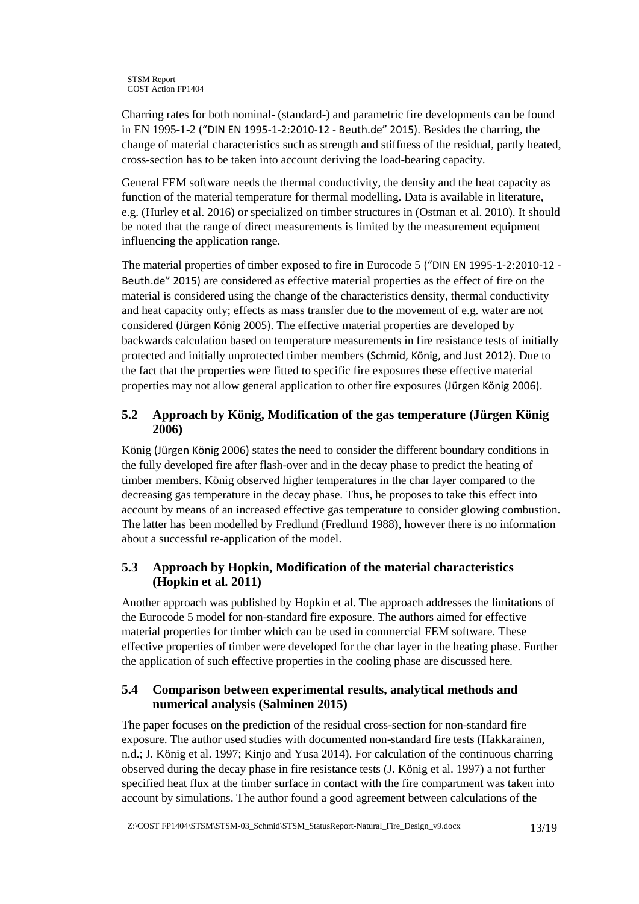Charring rates for both nominal- (standard-) and parametric fire developments can be found in EN 1995-1-2 ("DIN EN 1995-1-2:2010-12 - Beuth.de" 2015). Besides the charring, the change of material characteristics such as strength and stiffness of the residual, partly heated, cross-section has to be taken into account deriving the load-bearing capacity.

General FEM software needs the thermal conductivity, the density and the heat capacity as function of the material temperature for thermal modelling. Data is available in literature, e.g. (Hurley et al. 2016) or specialized on timber structures in (Ostman et al. 2010). It should be noted that the range of direct measurements is limited by the measurement equipment influencing the application range.

The material properties of timber exposed to fire in Eurocode 5 ("DIN EN 1995-1-2:2010-12 - Beuth.de" 2015) are considered as effective material properties as the effect of fire on the material is considered using the change of the characteristics density, thermal conductivity and heat capacity only; effects as mass transfer due to the movement of e.g. water are not considered (Jürgen König 2005). The effective material properties are developed by backwards calculation based on temperature measurements in fire resistance tests of initially protected and initially unprotected timber members (Schmid, König, and Just 2012). Due to the fact that the properties were fitted to specific fire exposures these effective material properties may not allow general application to other fire exposures (Jürgen König 2006).

## 5.2 Approach by König, Modification of the gas temperature (Jürgen König 2006)

König (Jürgen König 2006) states the need to consider the different boundary conditions in the fully developed fire after flash-over and in the decay phase to predict the heating of timber members. König observed higher temperatures in the char layer compared to the decreasing gas temperature in the decay phase. Thus, he proposes to take this effect into account by means of an increased effective gas temperature to consider glowing combustion. The latter has been modelled by Fredlund (Fredlund 1988), however there is no information about a successful re-application of the model.

## 5.3 Approach by Hopkin, Modification of the material characteristics (Hopkin et al. 2011)

Another approach was published by Hopkin et al. The approach addresses the limitations of the Eurocode 5 model for non-standard fire exposure. The authors aimed for effective material properties for timber which can be used in commercial FEM software. These effective properties of timber were developed for the char layer in the heating phase. Further the application of such effective properties in the cooling phase are discussed here.

## 5.4 Comparison between experimental results, analytical methods and numerical analysis (Salminen 2015)

The paper focuses on the prediction of the residual cross-section for non-standard fire exposure. The author used studies with documented non-standard fire tests (Hakkarainen, n.d.; J. König et al. 1997; Kinjo and Yusa 2014). For calculation of the continuous charring observed during the decay phase in fire resistance tests (J. König et al. 1997) a not further specified heat flux at the timber surface in contact with the fire compartment was taken into account by simulations. The author found a good agreement between calculations of the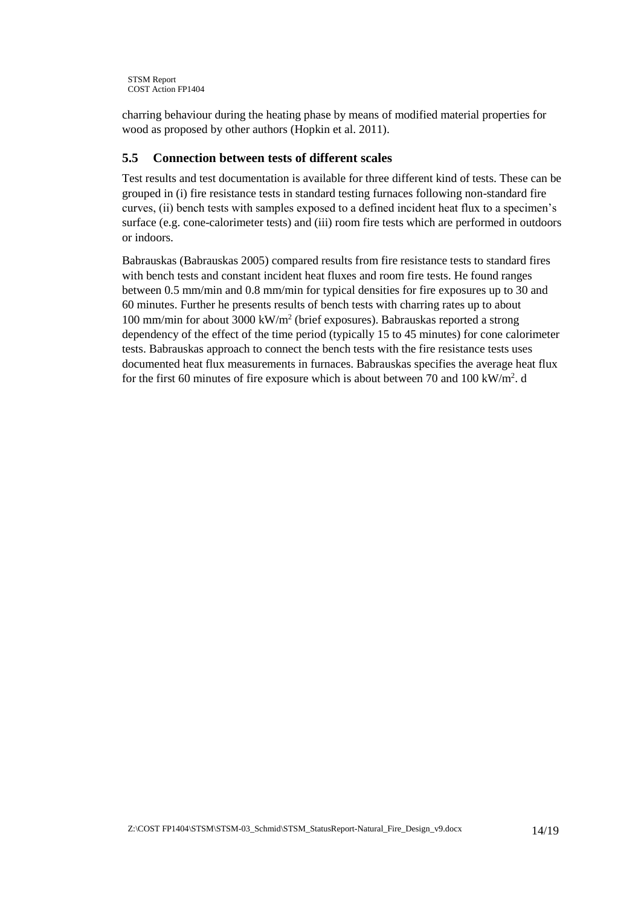charring behaviour during the heating phase by means of modified material properties for wood as proposed by other authors (Hopkin et al. 2011).

### 5.5 Connection between tests of different scales

Test results and test documentation is available for three different kind of tests. These can be grouped in (i) fire resistance tests in standard testing furnaces following non-standard fire curves, (ii) bench tests with samples exposed to a defined incident heat flux to a specimen's surface (e.g. cone-calorimeter tests) and (iii) room fire tests which are performed in outdoors or indoors.

Babrauskas (Babrauskas 2005) compared results from fire resistance tests to standard fires with bench tests and constant incident heat fluxes and room fire tests. He found ranges between 0.5 mm/min and 0.8 mm/min for typical densities for fire exposures up to 30 and 60 minutes. Further he presents results of bench tests with charring rates up to about 100 mm/min for about 3000 kW/m$^2$ (brief exposures). Babrauskas reported a strong dependency of the effect of the time period (typically 15 to 45 minutes) for cone calorimeter tests. Babrauskas approach to connect the bench tests with the fire resistance tests uses documented heat flux measurements in furnaces. Babrauskas specifies the average heat flux for the first 60 minutes of fire exposure which is about between 70 and 100 kW/m$^2$. d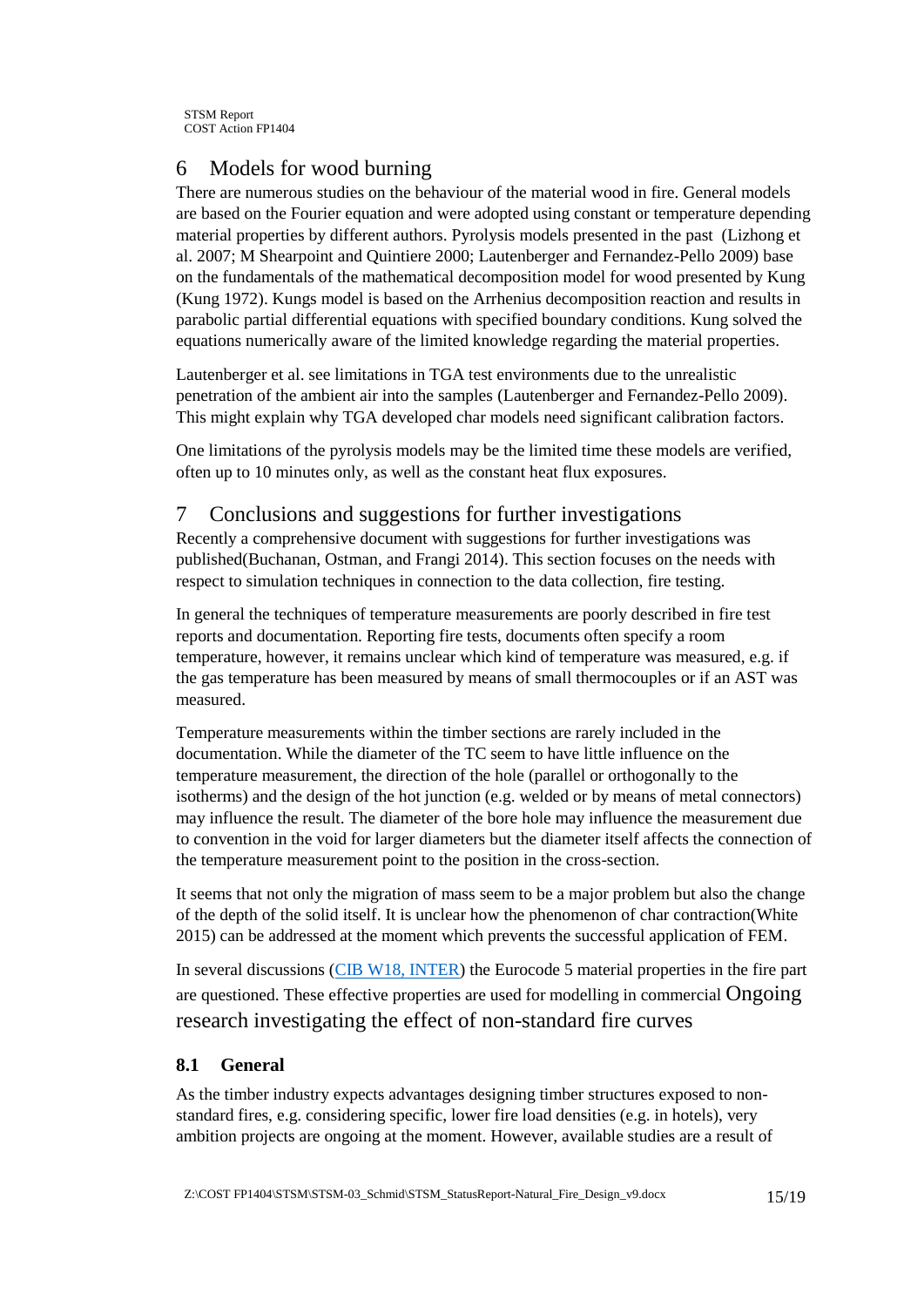# 6 Models for wood burning

There are numerous studies on the behaviour of the material wood in fire. General models are based on the Fourier equation and were adopted using constant or temperature depending material properties by different authors. Pyrolysis models presented in the past (Lizhong et al. 2007; M Shearpoint and Quintiere 2000; Lautenberger and Fernandez-Pello 2009) base on the fundamentals of the mathematical decomposition model for wood presented by Kung (Kung 1972). Kungs model is based on the Arrhenius decomposition reaction and results in parabolic partial differential equations with specified boundary conditions. Kung solved the equations numerically aware of the limited knowledge regarding the material properties.

Lautenberger et al. see limitations in TGA test environments due to the unrealistic penetration of the ambient air into the samples (Lautenberger and Fernandez-Pello 2009). This might explain why TGA developed char models need significant calibration factors.

One limitations of the pyrolysis models may be the limited time these models are verified, often up to 10 minutes only, as well as the constant heat flux exposures.

# 7 Conclusions and suggestions for further investigations

Recently a comprehensive document with suggestions for further investigations was published(Buchanan, Ostman, and Frangi 2014). This section focuses on the needs with respect to simulation techniques in connection to the data collection, fire testing.

In general the techniques of temperature measurements are poorly described in fire test reports and documentation. Reporting fire tests, documents often specify a room temperature, however, it remains unclear which kind of temperature was measured, e.g. if the gas temperature has been measured by means of small thermocouples or if an AST was measured.

Temperature measurements within the timber sections are rarely included in the documentation. While the diameter of the TC seem to have little influence on the temperature measurement, the direction of the hole (parallel or orthogonally to the isotherms) and the design of the hot junction (e.g. welded or by means of metal connectors) may influence the result. The diameter of the bore hole may influence the measurement due to convention in the void for larger diameters but the diameter itself affects the connection of the temperature measurement point to the position in the cross-section.

It seems that not only the migration of mass seem to be a major problem but also the change of the depth of the solid itself. It is unclear how the phenomenon of char contraction(White 2015) can be addressed at the moment which prevents the successful application of FEM.

In several discussions (CIB W18, INTER) the Eurocode 5 material properties in the fire part are questioned. These effective properties are used for modelling in commercial Ongoing research investigating the effect of non-standard fire curves

## 8.1 General

As the timber industry expects advantages designing timber structures exposed to non-standard fires, e.g. considering specific, lower fire load densities (e.g. in hotels), very ambition projects are ongoing at the moment. However, available studies are a result of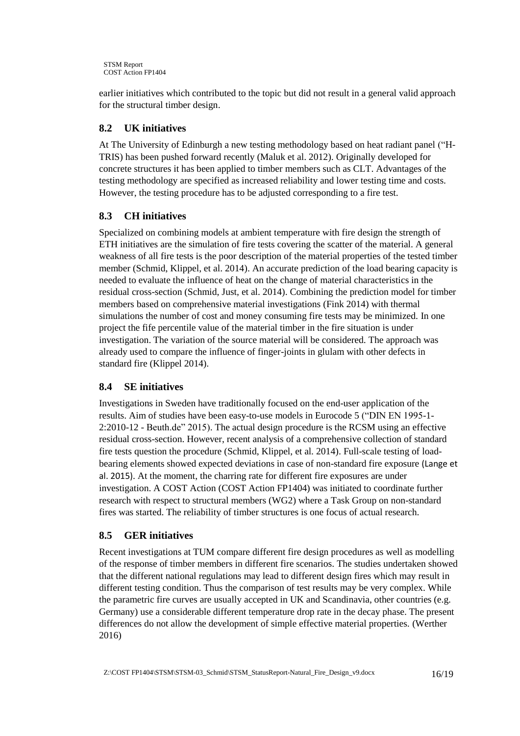earlier initiatives which contributed to the topic but did not result in a general valid approach for the structural timber design.

## 8.2 UK initiatives

At The University of Edinburgh a new testing methodology based on heat radiant panel ("H-TRIS) has been pushed forward recently (Maluk et al. 2012). Originally developed for concrete structures it has been applied to timber members such as CLT. Advantages of the testing methodology are specified as increased reliability and lower testing time and costs. However, the testing procedure has to be adjusted corresponding to a fire test.

## 8.3 CH initiatives

Specialized on combining models at ambient temperature with fire design the strength of ETH initiatives are the simulation of fire tests covering the scatter of the material. A general weakness of all fire tests is the poor description of the material properties of the tested timber member (Schmid, Klippel, et al. 2014). An accurate prediction of the load bearing capacity is needed to evaluate the influence of heat on the change of material characteristics in the residual cross-section (Schmid, Just, et al. 2014). Combining the prediction model for timber members based on comprehensive material investigations (Fink 2014) with thermal simulations the number of cost and money consuming fire tests may be minimized. In one project the fife percentile value of the material timber in the fire situation is under investigation. The variation of the source material will be considered. The approach was already used to compare the influence of finger-joints in glulam with other defects in standard fire (Klippel 2014).

## 8.4 SE initiatives

Investigations in Sweden have traditionally focused on the end-user application of the results. Aim of studies have been easy-to-use models in Eurocode 5 ("DIN EN 1995-1-2:2010-12 - Beuth.de" 2015). The actual design procedure is the RCSM using an effective residual cross-section. However, recent analysis of a comprehensive collection of standard fire tests question the procedure (Schmid, Klippel, et al. 2014). Full-scale testing of load-bearing elements showed expected deviations in case of non-standard fire exposure (Lange et al. 2015). At the moment, the charring rate for different fire exposures are under investigation. A COST Action (COST Action FP1404) was initiated to coordinate further research with respect to structural members (WG2) where a Task Group on non-standard fires was started. The reliability of timber structures is one focus of actual research.

## 8.5 GER initiatives

Recent investigations at TUM compare different fire design procedures as well as modelling of the response of timber members in different fire scenarios. The studies undertaken showed that the different national regulations may lead to different design fires which may result in different testing condition. Thus the comparison of test results may be very complex. While the parametric fire curves are usually accepted in UK and Scandinavia, other countries (e.g. Germany) use a considerable different temperature drop rate in the decay phase. The present differences do not allow the development of simple effective material properties. (Werther 2016)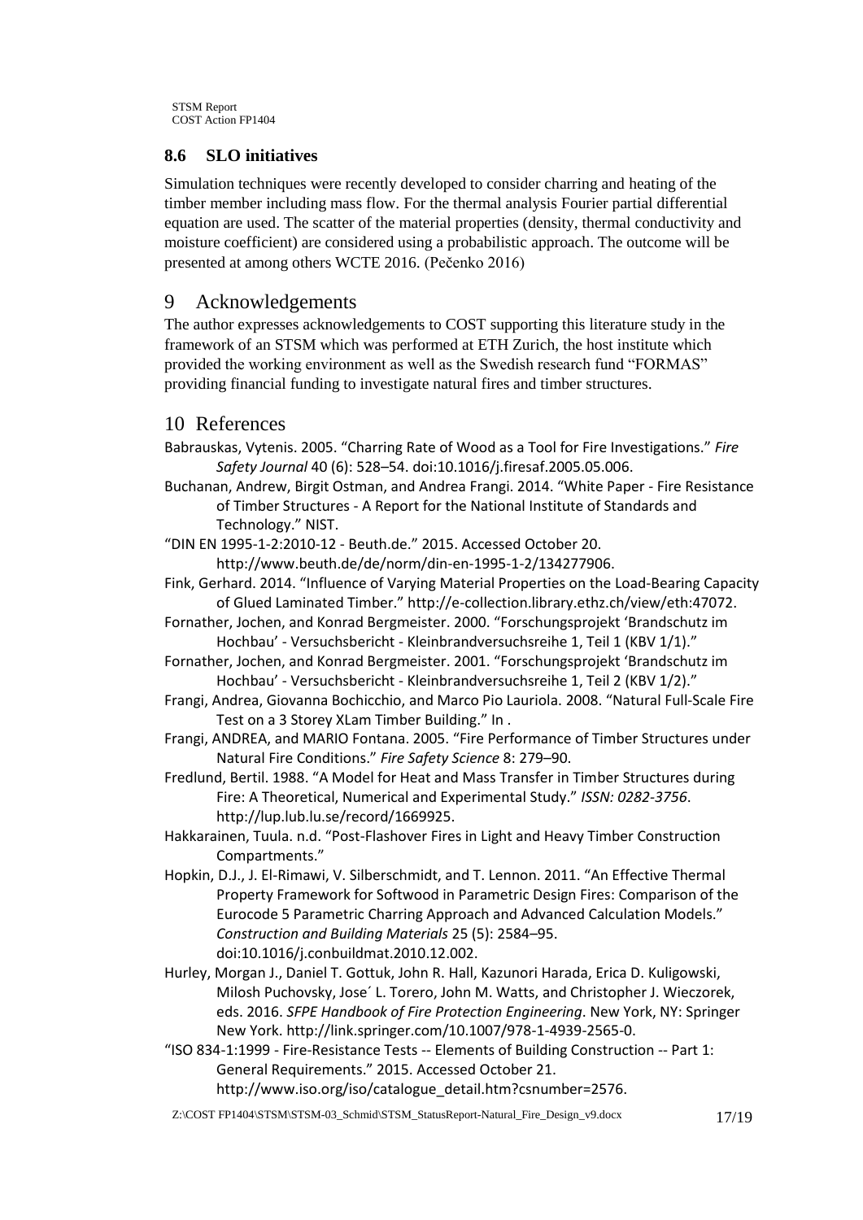## 8.6 SLO initiatives

Simulation techniques were recently developed to consider charring and heating of the timber member including mass flow. For the thermal analysis Fourier partial differential equation are used. The scatter of the material properties (density, thermal conductivity and moisture coefficient) are considered using a probabilistic approach. The outcome will be presented at among others WCTE 2016. (Pečenko 2016)

# 9 Acknowledgements

The author expresses acknowledgements to COST supporting this literature study in the framework of an STSM which was performed at ETH Zurich, the host institute which provided the working environment as well as the Swedish research fund "FORMAS" providing financial funding to investigate natural fires and timber structures.

# 10 References

Babrauskas, Vytenis. 2005. "Charring Rate of Wood as a Tool for Fire Investigations." *Fire Safety Journal* 40 (6): 528–54. doi:10.1016/j.firesaf.2005.05.006.

Buchanan, Andrew, Birgit Ostman, and Andrea Frangi. 2014. "White Paper - Fire Resistance of Timber Structures - A Report for the National Institute of Standards and Technology." NIST.

"DIN EN 1995-1-2:2010-12 - Beuth.de." 2015. Accessed October 20. http://www.beuth.de/de/norm/din-en-1995-1-2/134277906.

Fink, Gerhard. 2014. "Influence of Varying Material Properties on the Load-Bearing Capacity of Glued Laminated Timber." http://e-collection.library.ethz.ch/view/eth:47072.

Fornather, Jochen, and Konrad Bergmeister. 2000. "Forschungsprojekt 'Brandschutz im Hochbau' - Versuchsbericht - Kleinbrandversuchsreihe 1, Teil 1 (KBV 1/1)."

Fornather, Jochen, and Konrad Bergmeister. 2001. "Forschungsprojekt 'Brandschutz im Hochbau' - Versuchsbericht - Kleinbrandversuchsreihe 1, Teil 2 (KBV 1/2)."

Frangi, Andrea, Giovanna Bochicchio, and Marco Pio Lauriola. 2008. "Natural Full-Scale Fire Test on a 3 Storey XLam Timber Building." In .

Frangi, ANDREA, and MARIO Fontana. 2005. "Fire Performance of Timber Structures under Natural Fire Conditions." *Fire Safety Science* 8: 279–90.

Fredlund, Bertil. 1988. "A Model for Heat and Mass Transfer in Timber Structures during Fire: A Theoretical, Numerical and Experimental Study." *ISSN: 0282-3756*. http://lup.lub.lu.se/record/1669925.

Hakkarainen, Tuula. n.d. "Post-Flashover Fires in Light and Heavy Timber Construction Compartments."

Hopkin, D.J., J. El-Rimawi, V. Silberschmidt, and T. Lennon. 2011. "An Effective Thermal Property Framework for Softwood in Parametric Design Fires: Comparison of the Eurocode 5 Parametric Charring Approach and Advanced Calculation Models." *Construction and Building Materials* 25 (5): 2584–95. doi:10.1016/j.conbuildmat.2010.12.002.

Hurley, Morgan J., Daniel T. Gottuk, John R. Hall, Kazunori Harada, Erica D. Kuligowski, Milosh Puchovsky, Jose´ L. Torero, John M. Watts, and Christopher J. Wieczorek, eds. 2016. *SFPE Handbook of Fire Protection Engineering*. New York, NY: Springer New York. http://link.springer.com/10.1007/978-1-4939-2565-0.

"ISO 834-1:1999 - Fire-Resistance Tests -- Elements of Building Construction -- Part 1: General Requirements." 2015. Accessed October 21. http://www.iso.org/iso/catalogue_detail.htm?csnumber=2576.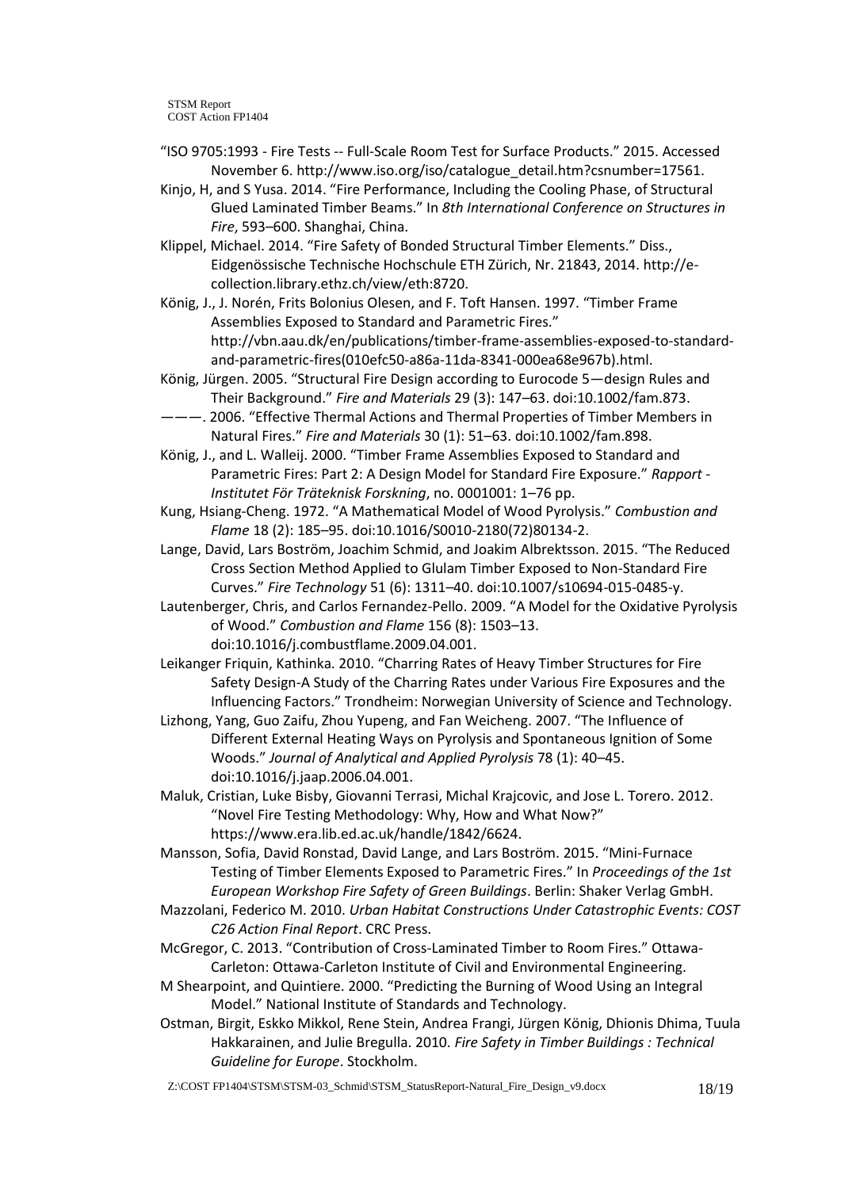"ISO 9705:1993 - Fire Tests -- Full-Scale Room Test for Surface Products." 2015. Accessed November 6. http://www.iso.org/iso/catalogue_detail.htm?csnumber=17561.

Kinjo, H, and S Yusa. 2014. "Fire Performance, Including the Cooling Phase, of Structural Glued Laminated Timber Beams." In *8th International Conference on Structures in Fire*, 593–600. Shanghai, China.

Klippel, Michael. 2014. "Fire Safety of Bonded Structural Timber Elements." Diss., Eidgenössische Technische Hochschule ETH Zürich, Nr. 21843, 2014. http://e-collection.library.ethz.ch/view/eth:8720.

König, J., J. Norén, Frits Bolonius Olesen, and F. Toft Hansen. 1997. "Timber Frame Assemblies Exposed to Standard and Parametric Fires." http://vbn.aau.dk/en/publications/timber-frame-assemblies-exposed-to-standard-and-parametric-fires(010efc50-a86a-11da-8341-000ea68e967b).html.

König, Jürgen. 2005. "Structural Fire Design according to Eurocode 5—design Rules and Their Background." *Fire and Materials* 29 (3): 147–63. doi:10.1002/fam.873.

———. 2006. "Effective Thermal Actions and Thermal Properties of Timber Members in Natural Fires." *Fire and Materials* 30 (1): 51–63. doi:10.1002/fam.898.

König, J., and L. Walleij. 2000. "Timber Frame Assemblies Exposed to Standard and Parametric Fires: Part 2: A Design Model for Standard Fire Exposure." *Rapport - Institutet För Träteknisk Forskning*, no. 0001001: 1–76 pp.

Kung, Hsiang-Cheng. 1972. "A Mathematical Model of Wood Pyrolysis." *Combustion and Flame* 18 (2): 185–95. doi:10.1016/S0010-2180(72)80134-2.

Lange, David, Lars Boström, Joachim Schmid, and Joakim Albrektsson. 2015. "The Reduced Cross Section Method Applied to Glulam Timber Exposed to Non-Standard Fire Curves." *Fire Technology* 51 (6): 1311–40. doi:10.1007/s10694-015-0485-y.

Lautenberger, Chris, and Carlos Fernandez-Pello. 2009. "A Model for the Oxidative Pyrolysis of Wood." *Combustion and Flame* 156 (8): 1503–13. doi:10.1016/j.combustflame.2009.04.001.

Leikanger Friquin, Kathinka. 2010. "Charring Rates of Heavy Timber Structures for Fire Safety Design-A Study of the Charring Rates under Various Fire Exposures and the Influencing Factors." Trondheim: Norwegian University of Science and Technology.

Lizhong, Yang, Guo Zaifu, Zhou Yupeng, and Fan Weicheng. 2007. "The Influence of Different External Heating Ways on Pyrolysis and Spontaneous Ignition of Some Woods." *Journal of Analytical and Applied Pyrolysis* 78 (1): 40–45. doi:10.1016/j.jaap.2006.04.001.

Maluk, Cristian, Luke Bisby, Giovanni Terrasi, Michal Krajcovic, and Jose L. Torero. 2012. "Novel Fire Testing Methodology: Why, How and What Now?" https://www.era.lib.ed.ac.uk/handle/1842/6624.

Mansson, Sofia, David Ronstad, David Lange, and Lars Boström. 2015. "Mini-Furnace Testing of Timber Elements Exposed to Parametric Fires." In *Proceedings of the 1st European Workshop Fire Safety of Green Buildings*. Berlin: Shaker Verlag GmbH.

Mazzolani, Federico M. 2010. *Urban Habitat Constructions Under Catastrophic Events: COST C26 Action Final Report*. CRC Press.

McGregor, C. 2013. "Contribution of Cross-Laminated Timber to Room Fires." Ottawa-Carleton: Ottawa-Carleton Institute of Civil and Environmental Engineering.

M Shearpoint, and Quintiere. 2000. "Predicting the Burning of Wood Using an Integral Model." National Institute of Standards and Technology.

Ostman, Birgit, Eskko Mikkol, Rene Stein, Andrea Frangi, Jürgen König, Dhionis Dhima, Tuula Hakkarainen, and Julie Bregulla. 2010. *Fire Safety in Timber Buildings : Technical Guideline for Europe*. Stockholm.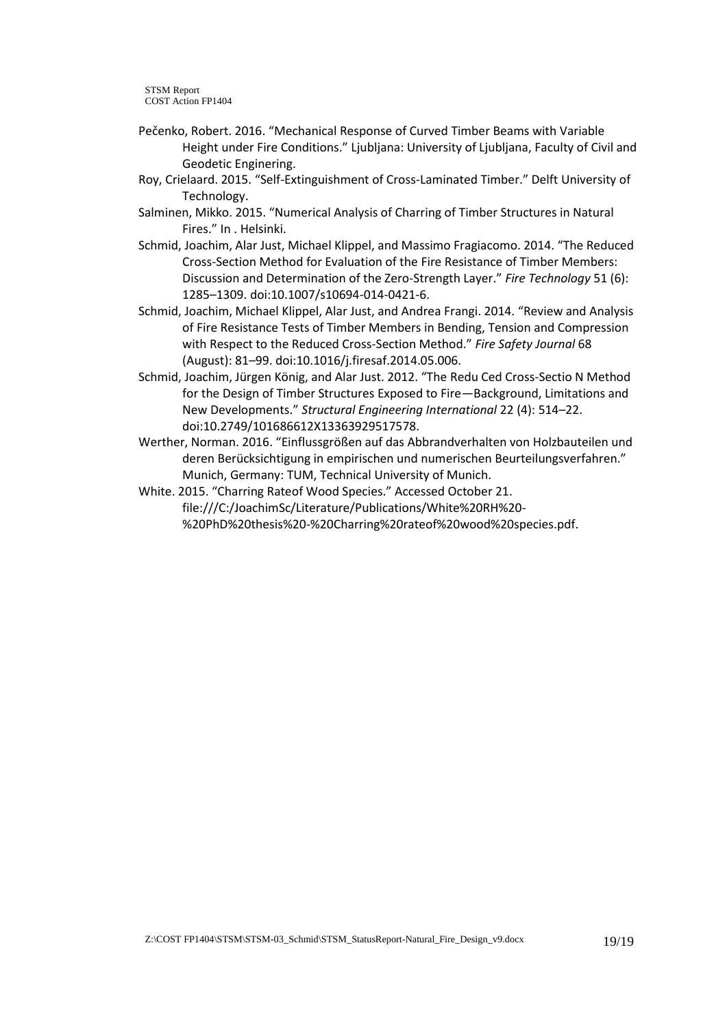Pečenko, Robert. 2016. “Mechanical Response of Curved Timber Beams with Variable Height under Fire Conditions.” Ljubljana: University of Ljubljana, Faculty of Civil and Geodetic Enginering.

Roy, Crielaard. 2015. “Self-Extinguishment of Cross-Laminated Timber.” Delft University of Technology.

Salminen, Mikko. 2015. “Numerical Analysis of Charring of Timber Structures in Natural Fires.” In . Helsinki.

Schmid, Joachim, Alar Just, Michael Klippel, and Massimo Fragiacomo. 2014. “The Reduced Cross-Section Method for Evaluation of the Fire Resistance of Timber Members: Discussion and Determination of the Zero-Strength Layer.” *Fire Technology* 51 (6): 1285–1309. doi:10.1007/s10694-014-0421-6.

Schmid, Joachim, Michael Klippel, Alar Just, and Andrea Frangi. 2014. “Review and Analysis of Fire Resistance Tests of Timber Members in Bending, Tension and Compression with Respect to the Reduced Cross-Section Method.” *Fire Safety Journal* 68 (August): 81–99. doi:10.1016/j.firesaf.2014.05.006.

Schmid, Joachim, Jürgen König, and Alar Just. 2012. “The Redu Ced Cross-Sectio N Method for the Design of Timber Structures Exposed to Fire—Background, Limitations and New Developments.” *Structural Engineering International* 22 (4): 514–22. doi:10.2749/101686612X13363929517578.

Werther, Norman. 2016. “Einflussgrößen auf das Abbrandverhalten von Holzbauteilen und deren Berücksichtigung in empirischen und numerischen Beurteilungsverfahren.” Munich, Germany: TUM, Technical University of Munich.

White. 2015. “Charring Rateof Wood Species.” Accessed October 21. file:///C:/JoachimSc/Literature/Publications/White%20RH%20-%20PhD%20thesis%20-%20Charring%20rateof%20wood%20species.pdf.